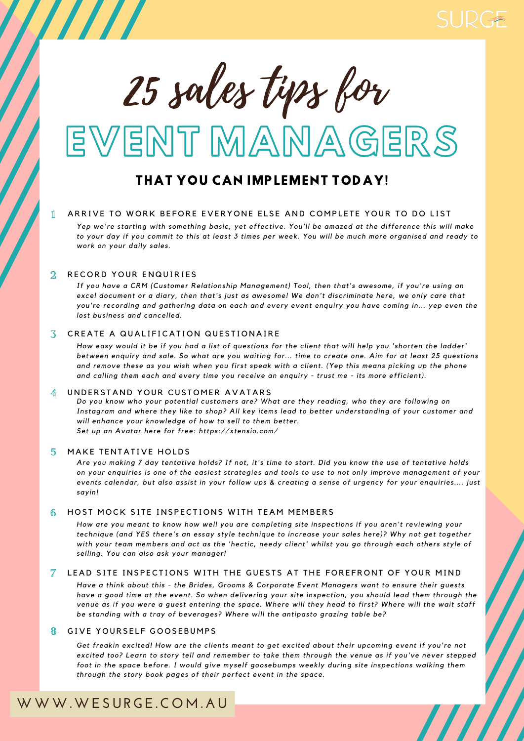SURGE

# 25 sales tips for EVENT MANAGERS

## THAT YOU CAN IMPLEMENT TODAY!

### 1 ARRIVE TO WORK BEFORE EVERYONE ELSE AND COMPLETE YOUR TO DO LIST

*Yep we're starting with something basic, yet effective. You'll be amazed at the difference this will make to your day if you commit to this at least 3 times per week. You will be much more organised and ready to work on your daily sales.*

### 2 RECORD YOUR ENQUIRIES

*If you have a CRM (Customer Relationship Management) Tool, then that's awesome, if you're using an excel document or a diary, then that's just as awesome! We don't discriminate here, we only care that you're recording and gathering data on each and every event enquiry you have coming in... yep even the lost business and cancelled.*

### 3 CREATE A QUALIFICATION QUESTIONAIRE

*How easy would it be if you had a list of questions for the client that will help you 'shorten the ladder' between enquiry and sale. So what are you waiting for... time to create one. Aim for at least 25 questions and remove these as you wish when you first speak with a client. (Yep this means picking up the phone and calling them each and every time you receive an enquiry - trust me - its more efficient).*

### 4 UNDERSTAND YOUR CUSTOMER AVATARS

*Do you know who your potential customers are? What are they reading, who they are following on Instagram and where they like to shop? All key items lead to better understanding of your customer and will enhance your knowledge of how to sell to them better.*
*Set up an Avatar here for free: https://xtensio.com/*

### 5 MAKE TENTATIVE HOLDS

*Are you making 7 day tentative holds? If not, it's time to start. Did you know the use of tentative holds on your enquiries is one of the easiest strategies and tools to use to not only improve management of your events calendar, but also assist in your follow ups & creating a sense of urgency for your enquiries.... just sayin!*

### 6 HOST MOCK SITE INSPECTIONS WITH TEAM MEMBERS

*How are you meant to know how well you are completing site inspections if you aren't reviewing your technique (and YES there's an essay style technique to increase your sales here)? Why not get together with your team members and act as the 'hectic, needy client' whilst you go through each others style of selling. You can also ask your manager!*

### 7 LEAD SITE INSPECTIONS WITH THE GUESTS AT THE FOREFRONT OF YOUR MIND

*Have a think about this - the Brides, Grooms & Corporate Event Managers want to ensure their guests have a good time at the event. So when delivering your site inspection, you should lead them through the venue as if you were a guest entering the space. Where will they head to first? Where will the wait staff be standing with a tray of beverages? Where will the antipasto grazing table be?*

### 8 GIVE YOURSELF GOOSEBUMPS

*Get freakin excited! How are the clients meant to get excited about their upcoming event if you're not excited too? Learn to story tell and remember to take them through the venue as if you've never stepped foot in the space before. I would give myself goosebumps weekly during site inspections walking them through the story book pages of their perfect event in the space.*

WWW.WESURGE.COM.AU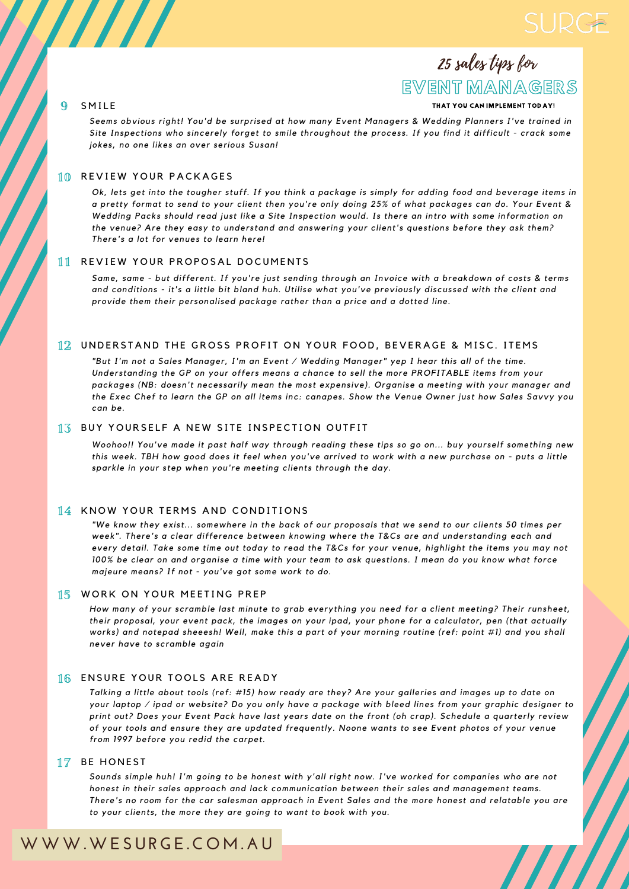# 25 sales tips for EVENT MANAGERS

THAT YOU CAN IMPLEMENT TODAY!

## 9 SMILE

*Seems obvious right! You'd be surprised at how many Event Managers & Wedding Planners I've trained in Site Inspections who sincerely forget to smile throughout the process. If you find it difficult - crack some jokes, no one likes an over serious Susan!*

## 10 REVIEW YOUR PACKAGES

*Ok, lets get into the tougher stuff. If you think a package is simply for adding food and beverage items in a pretty format to send to your client then you're only doing 25% of what packages can do. Your Event & Wedding Packs should read just like a Site Inspection would. Is there an intro with some information on the venue? Are they easy to understand and answering your client's questions before they ask them? There's a lot for venues to learn here!*

## 11 REVIEW YOUR PROPOSAL DOCUMENTS

*Same, same - but different. If you're just sending through an Invoice with a breakdown of costs & terms and conditions - it's a little bit bland huh. Utilise what you've previously discussed with the client and provide them their personalised package rather than a price and a dotted line.*

## 12 UNDERSTAND THE GROSS PROFIT ON YOUR FOOD, BEVERAGE & MISC. ITEMS

*"But I'm not a Sales Manager, I'm an Event / Wedding Manager" yep I hear this all of the time. Understanding the GP on your offers means a chance to sell the more PROFITABLE items from your packages (NB: doesn't necessarily mean the most expensive). Organise a meeting with your manager and the Exec Chef to learn the GP on all items inc: canapes. Show the Venue Owner just how Sales Savvy you can be.*

## 13 BUY YOURSELF A NEW SITE INSPECTION OUTFIT

*Woohoo!! You've made it past half way through reading these tips so go on... buy yourself something new this week. TBH how good does it feel when you've arrived to work with a new purchase on - puts a little sparkle in your step when you're meeting clients through the day.*

## 14 KNOW YOUR TERMS AND CONDITIONS

*"We know they exist... somewhere in the back of our proposals that we send to our clients 50 times per week". There's a clear difference between knowing where the T&Cs are and understanding each and every detail. Take some time out today to read the T&Cs for your venue, highlight the items you may not 100% be clear on and organise a time with your team to ask questions. I mean do you know what force majeure means? If not - you've got some work to do.*

## 15 WORK ON YOUR MEETING PREP

*How many of your scramble last minute to grab everything you need for a client meeting? Their runsheet, their proposal, your event pack, the images on your ipad, your phone for a calculator, pen (that actually works) and notepad sheeesh! Well, make this a part of your morning routine (ref: point #1) and you shall never have to scramble again*

## 16 ENSURE YOUR TOOLS ARE READY

*Talking a little about tools (ref: #15) how ready are they? Are your galleries and images up to date on your laptop / ipad or website? Do you only have a package with bleed lines from your graphic designer to print out? Does your Event Pack have last years date on the front (oh crap). Schedule a quarterly review of your tools and ensure they are updated frequently. Noone wants to see Event photos of your venue from 1997 before you redid the carpet.*

## 17 BE HONEST

*Sounds simple huh! I'm going to be honest with y'all right now. I've worked for companies who are not honest in their sales approach and lack communication between their sales and management teams. There's no room for the car salesman approach in Event Sales and the more honest and relatable you are to your clients, the more they are going to want to book with you.*

WWW.WESURGE.COM.AU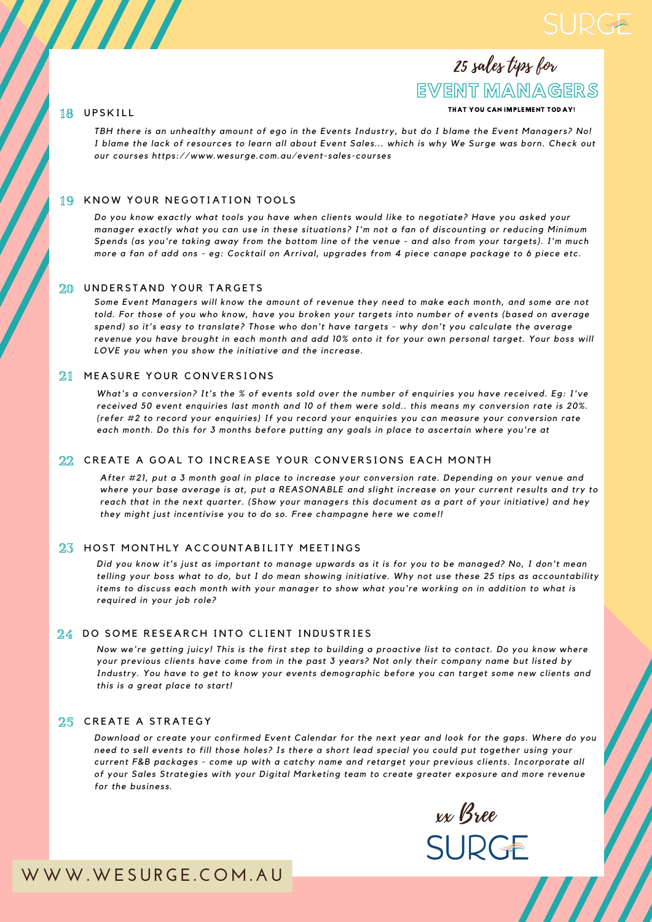25 sales tips for

# EVENT MANAGERS

THAT YOU CAN IMPLEMENT TODAY!

## 18 UPSKILL

*TBH there is an unhealthy amount of ego in the Events Industry, but do I blame the Event Managers? No! I blame the lack of resources to learn all about Event Sales... which is why We Surge was born. Check out our courses https://www.wesurge.com.au/event-sales-courses*

## 19 KNOW YOUR NEGOTIATION TOOLS

*Do you know exactly what tools you have when clients would like to negotiate? Have you asked your manager exactly what you can use in these situations? I'm not a fan of discounting or reducing Minimum Spends (as you're taking away from the bottom line of the venue - and also from your targets). I'm much more a fan of add ons - eg: Cocktail on Arrival, upgrades from 4 piece canape package to 6 piece etc.*

## 20 UNDERSTAND YOUR TARGETS

*Some Event Managers will know the amount of revenue they need to make each month, and some are not told. For those of you who know, have you broken your targets into number of events (based on average spend) so it's easy to translate? Those who don't have targets - why don't you calculate the average revenue you have brought in each month and add 10% onto it for your own personal target. Your boss will LOVE you when you show the initiative and the increase.*

## 21 MEASURE YOUR CONVERSIONS

*What's a conversion? It's the % of events sold over the number of enquiries you have received. Eg: I've received 50 event enquiries last month and 10 of them were sold.. this means my conversion rate is 20%. (refer #2 to record your enquiries) If you record your enquiries you can measure your conversion rate each month. Do this for 3 months before putting any goals in place to ascertain where you're at*

## 22 CREATE A GOAL TO INCREASE YOUR CONVERSIONS EACH MONTH

*After #21, put a 3 month goal in place to increase your conversion rate. Depending on your venue and where your base average is at, put a REASONABLE and slight increase on your current results and try to reach that in the next quarter. (Show your managers this document as a part of your initiative) and hey they might just incentivise you to do so. Free champagne here we come!!*

## 23 HOST MONTHLY ACCOUNTABILITY MEETINGS

*Did you know it's just as important to manage upwards as it is for you to be managed? No, I don't mean telling your boss what to do, but I do mean showing initiative. Why not use these 25 tips as accountability items to discuss each month with your manager to show what you're working on in addition to what is required in your job role?*

## 24 DO SOME RESEARCH INTO CLIENT INDUSTRIES

*Now we're getting juicy! This is the first step to building a proactive list to contact. Do you know where your previous clients have come from in the past 3 years? Not only their company name but listed by Industry. You have to get to know your events demographic before you can target some new clients and this is a great place to start!*

## 25 CREATE A STRATEGY

*Download or create your confirmed Event Calendar for the next year and look for the gaps. Where do you need to sell events to fill those holes? Is there a short lead special you could put together using your current F&B packages - come up with a catchy name and retarget your previous clients. Incorporate all of your Sales Strategies with your Digital Marketing team to create greater exposure and more revenue for the business.*

xx Bree

SURGE

WWW.WESURGE.COM.AU